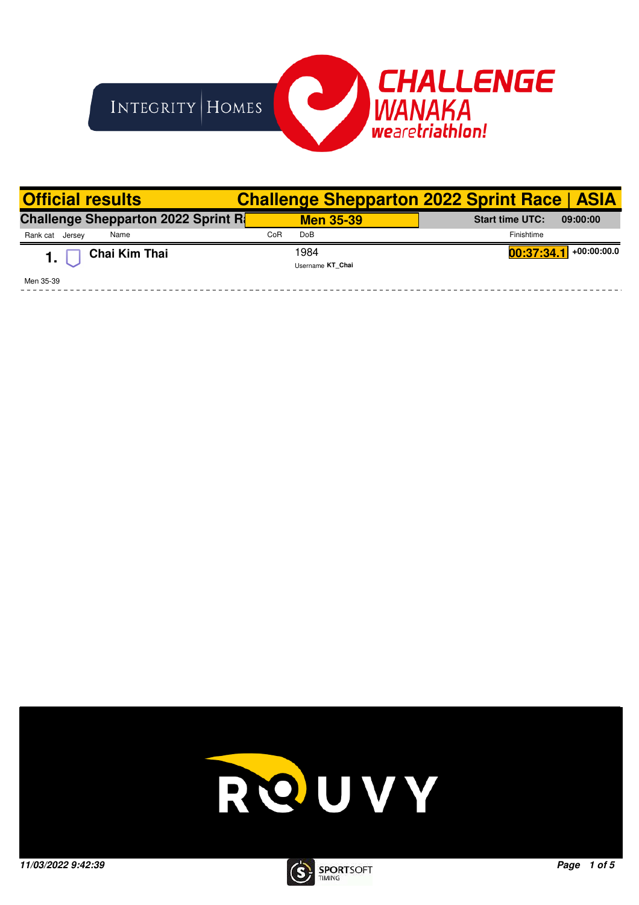# Official results

## Challenge Shepparton 2022 Sprint Race | ASIA

**Challenge Shepparton 2022 Sprint R**a **Men 35-39** **Start time UTC: 09:00:00**

| Rank cat | Jersey | Name | CoR | DoB | Finishtime | |
|---|---|---|---|---|---|---|
| 1. | | **Chai Kim Thai** | | 1984<br>Username **KT_Chai** | **00:37:34.1** | **+00:00:00.0** |

Men 35-39

***11/03/2022 9:42:39***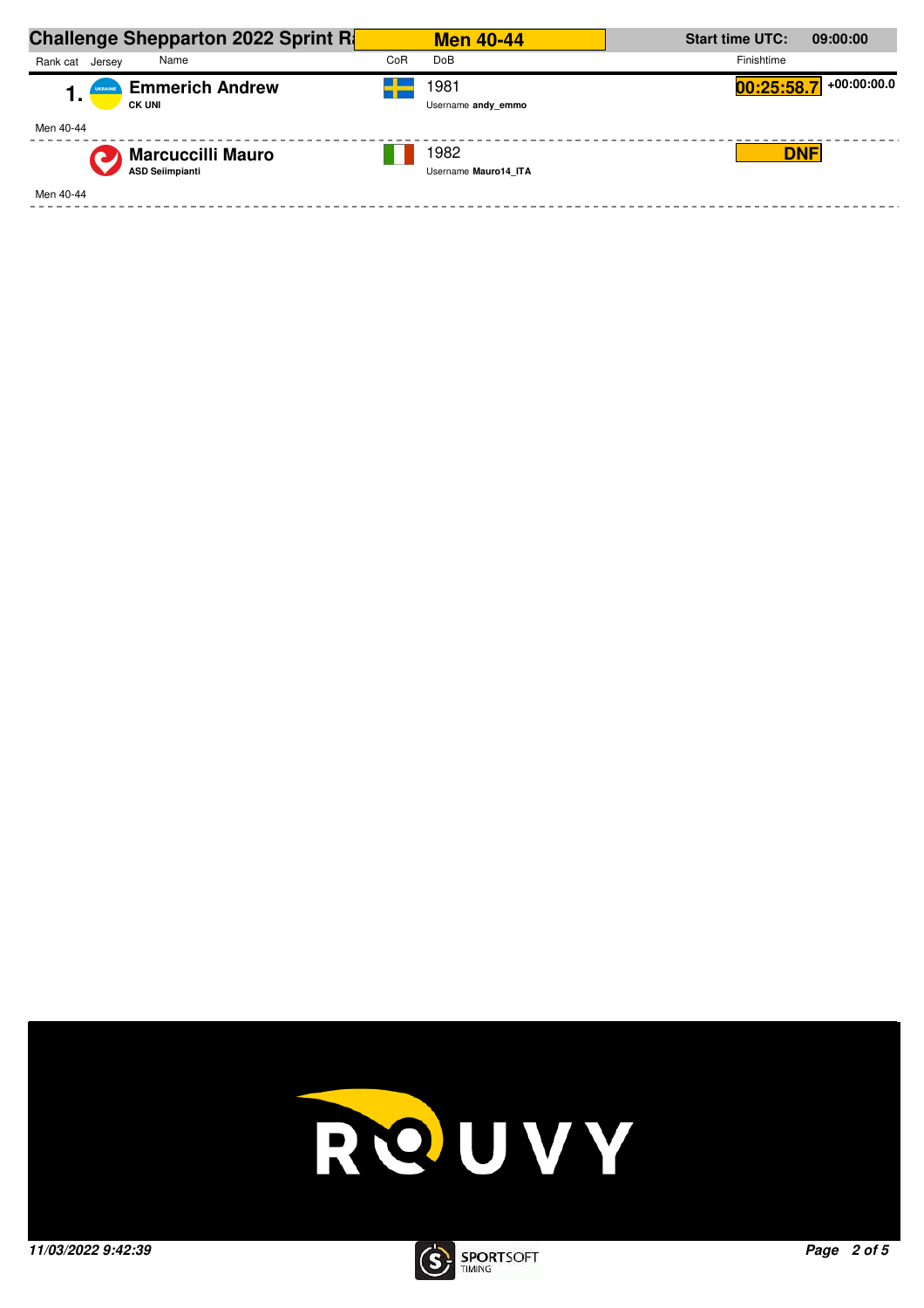## Challenge Shepparton 2022 Sprint Ra | Men 40-44 | Start time UTC: 09:00:00

| Rank cat | Jersey | Name | CoR | DoB | Finishtime | |
|---|---|---|---|---|---|---|
| 1. | UKRAINE | **Emmerich Andrew**<br>**CK UNI** | | 1981<br>Username **andy_emmo** | 00:25:58.7 | +00:00:00.0 |
| Men 40-44 | | | | | | |
| | | **Marcuccilli Mauro**<br>**ASD Seiimpianti** | | 1982<br>Username **Mauro14_ITA** | DNF | |
| Men 40-44 | | | | | | |

ROUVY

*11/03/2022 9:42:39*

SPORTSOFT TIMING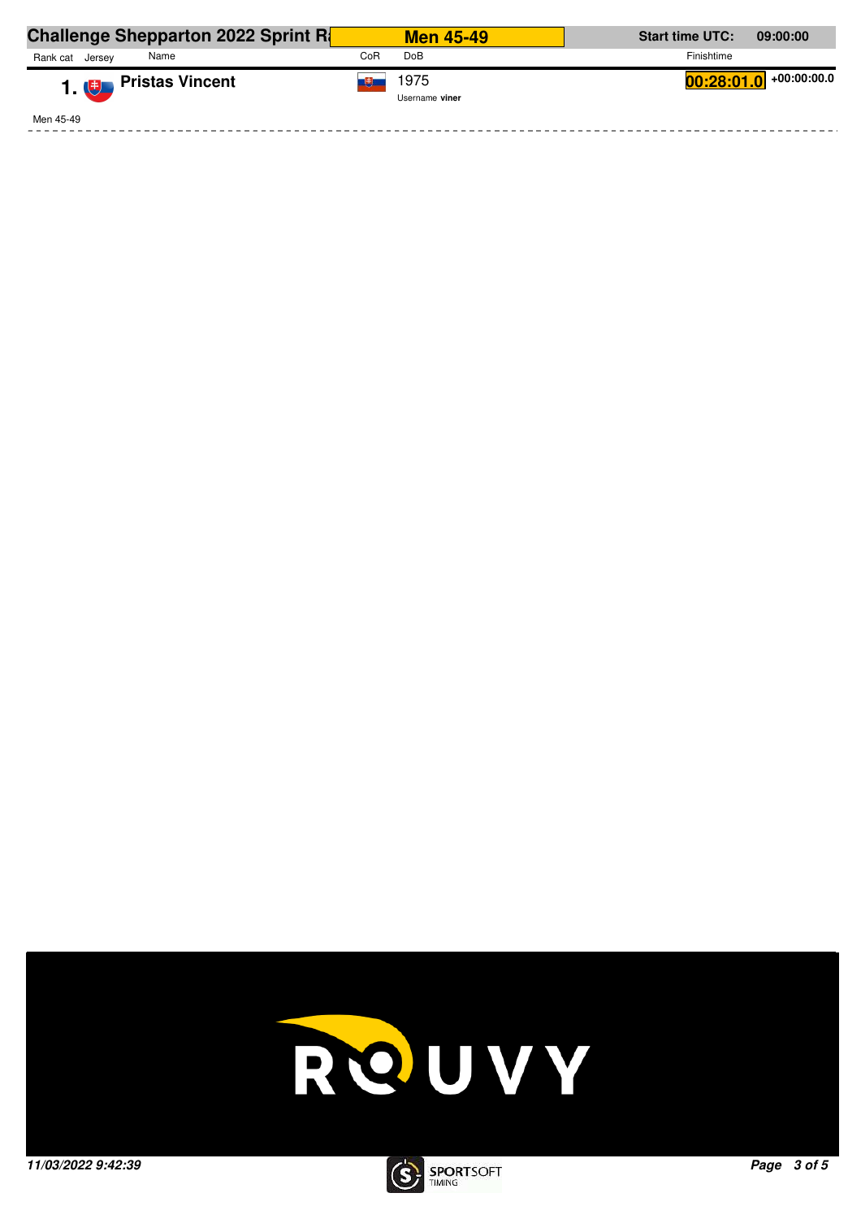**Challenge Shepparton 2022 Sprint R** | **Men 45-49** | **Start time UTC: 09:00:00**

| Rank cat | Jersey | Name | CoR | DoB | Finishtime | |
|---|---|---|---|---|---|---|
| **1.** | | **Pristas Vincent** | | 1975<br>Username **viner** | **00:28:01.0** | **+00:00:00.0** |

Men 45-49

ROUVY

*11/03/2022 9:42:39*

SPORTSOFT TIMING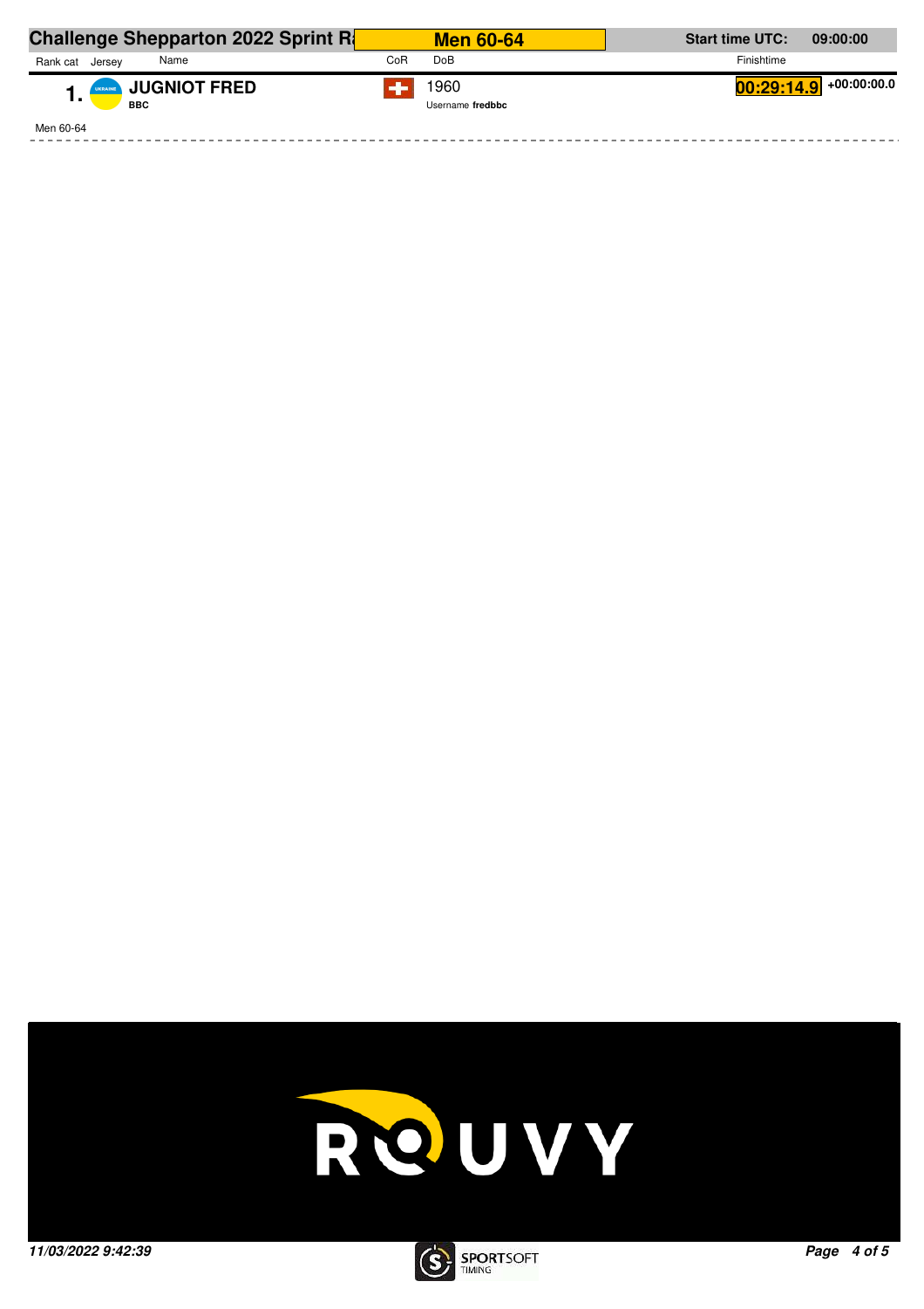**Challenge Shepparton 2022 Sprint R** | **Men 60-64** | **Start time UTC: 09:00:00**

| Rank cat | Jersey | Name | CoR | DoB | Finishtime | |
|---|---|---|---|---|---|---|
| **1.** | UKRAINE | **JUGNIOT FRED** BBC | | 1960 Username **fredbbc** | **00:29:14.9** | **+00:00:00.0** |

Men 60-64

ROUVY

***11/03/2022 9:42:39***

SPORTSOFT TIMING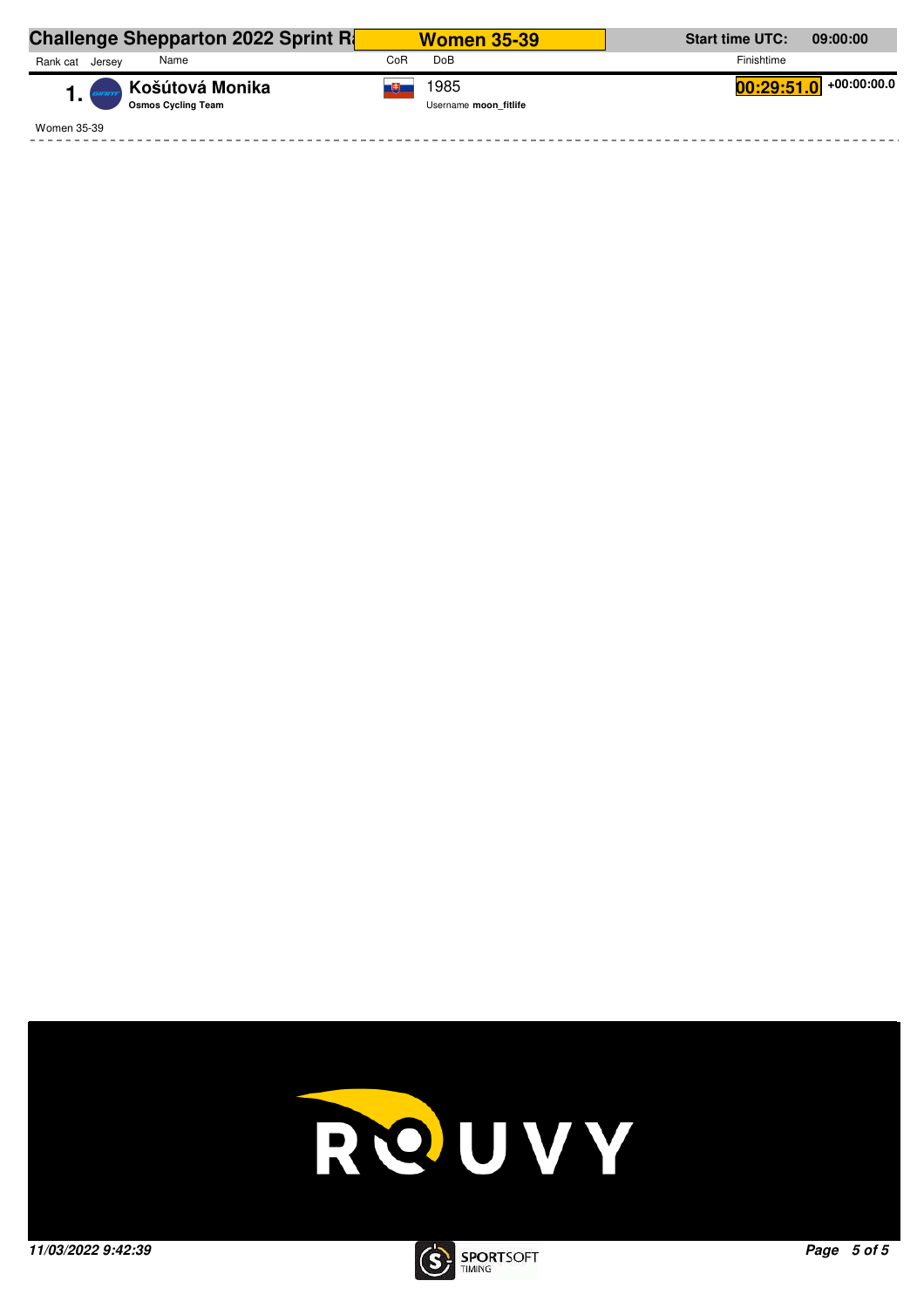# Challenge Shepparton 2022 Sprint R

## Women 35-39

**Start time UTC:** 09:00:00

| Rank cat | Jersey | Name | CoR | DoB | Finishtime | |
|---|---|---|---|---|---|---|
| 1. | | **Košútová Monika**<br>Osmos Cycling Team | | 1985<br>Username **moon_fitlife** | 00:29:51.0 | +00:00:00.0 |

Women 35-39

ROUVY

*11/03/2022 9:42:39*

SPORTSOFT TIMING